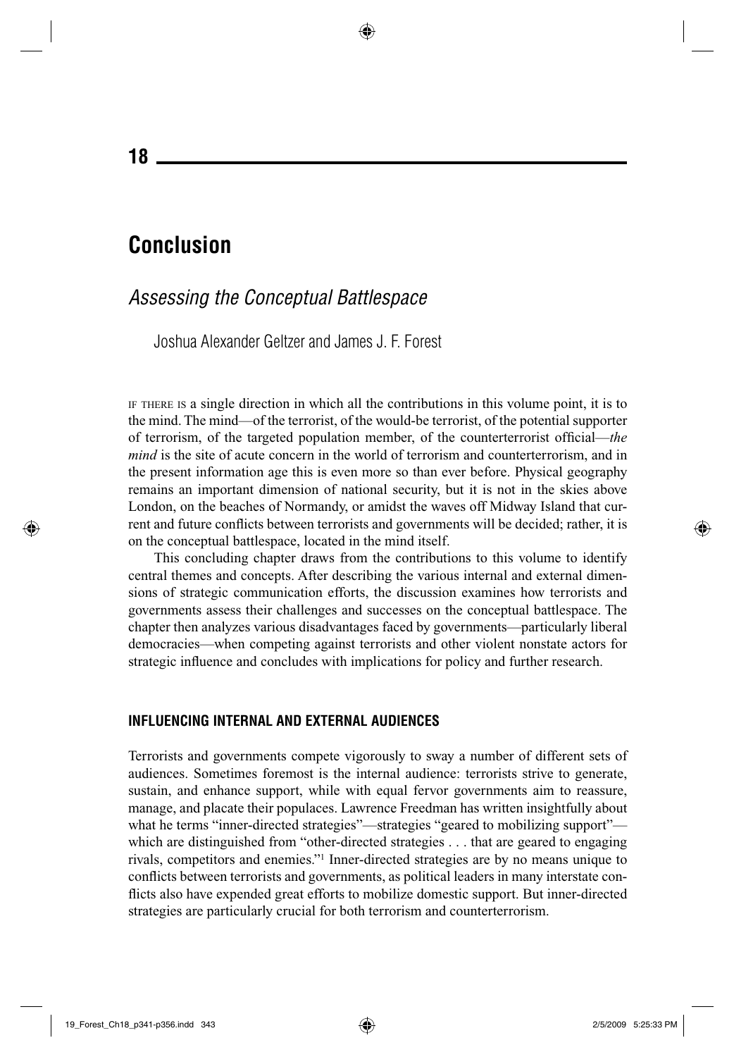# 18

# Conclusion

## *Assessing the Conceptual Battlespace*

Joshua Alexander Geltzer and James J. F. Forest

IF THERE IS a single direction in which all the contributions in this volume point, it is to the mind. The mind—of the terrorist, of the would-be terrorist, of the potential supporter of terrorism, of the targeted population member, of the counterterrorist official—*the mind* is the site of acute concern in the world of terrorism and counterterrorism, and in the present information age this is even more so than ever before. Physical geography remains an important dimension of national security, but it is not in the skies above London, on the beaches of Normandy, or amidst the waves off Midway Island that current and future conflicts between terrorists and governments will be decided; rather, it is on the conceptual battlespace, located in the mind itself.

This concluding chapter draws from the contributions to this volume to identify central themes and concepts. After describing the various internal and external dimensions of strategic communication efforts, the discussion examines how terrorists and governments assess their challenges and successes on the conceptual battlespace. The chapter then analyzes various disadvantages faced by governments—particularly liberal democracies—when competing against terrorists and other violent nonstate actors for strategic influence and concludes with implications for policy and further research.

### INFLUENCING INTERNAL AND EXTERNAL AUDIENCES

Terrorists and governments compete vigorously to sway a number of different sets of audiences. Sometimes foremost is the internal audience: terrorists strive to generate, sustain, and enhance support, while with equal fervor governments aim to reassure, manage, and placate their populaces. Lawrence Freedman has written insightfully about what he terms "inner-directed strategies"—strategies "geared to mobilizing support"—which are distinguished from "other-directed strategies . . . that are geared to engaging rivals, competitors and enemies."[1] Inner-directed strategies are by no means unique to conflicts between terrorists and governments, as political leaders in many interstate conflicts also have expended great efforts to mobilize domestic support. But inner-directed strategies are particularly crucial for both terrorism and counterterrorism.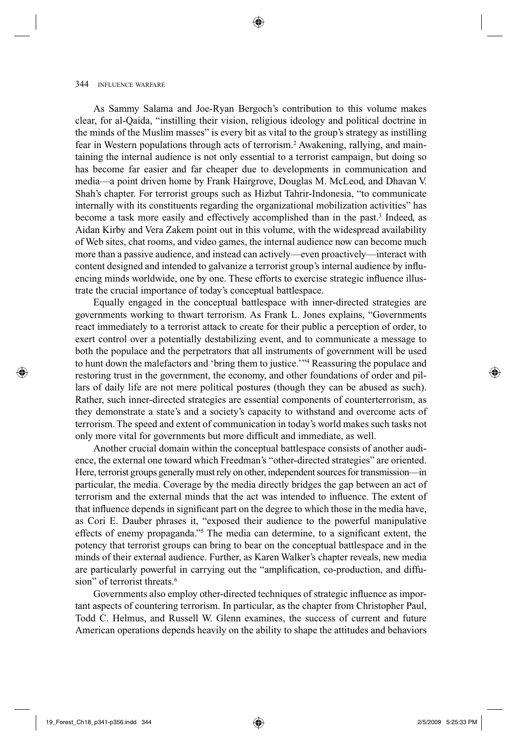As Sammy Salama and Joe-Ryan Bergoch's contribution to this volume makes clear, for al-Qaida, "instilling their vision, religious ideology and political doctrine in the minds of the Muslim masses" is every bit as vital to the group's strategy as instilling fear in Western populations through acts of terrorism.[2] Awakening, rallying, and maintaining the internal audience is not only essential to a terrorist campaign, but doing so has become far easier and far cheaper due to developments in communication and media—a point driven home by Frank Hairgrove, Douglas M. McLeod, and Dhavan V. Shah's chapter. For terrorist groups such as Hizbut Tahrir-Indonesia, "to communicate internally with its constituents regarding the organizational mobilization activities" has become a task more easily and effectively accomplished than in the past.[3] Indeed, as Aidan Kirby and Vera Zakem point out in this volume, with the widespread availability of Web sites, chat rooms, and video games, the internal audience now can become much more than a passive audience, and instead can actively—even proactively—interact with content designed and intended to galvanize a terrorist group's internal audience by influencing minds worldwide, one by one. These efforts to exercise strategic influence illustrate the crucial importance of today's conceptual battlespace.

Equally engaged in the conceptual battlespace with inner-directed strategies are governments working to thwart terrorism. As Frank L. Jones explains, "Governments react immediately to a terrorist attack to create for their public a perception of order, to exert control over a potentially destabilizing event, and to communicate a message to both the populace and the perpetrators that all instruments of government will be used to hunt down the malefactors and 'bring them to justice.'"[4] Reassuring the populace and restoring trust in the government, the economy, and other foundations of order and pillars of daily life are not mere political postures (though they can be abused as such). Rather, such inner-directed strategies are essential components of counterterrorism, as they demonstrate a state's and a society's capacity to withstand and overcome acts of terrorism. The speed and extent of communication in today's world makes such tasks not only more vital for governments but more difficult and immediate, as well.

Another crucial domain within the conceptual battlespace consists of another audience, the external one toward which Freedman's "other-directed strategies" are oriented. Here, terrorist groups generally must rely on other, independent sources for transmission—in particular, the media. Coverage by the media directly bridges the gap between an act of terrorism and the external minds that the act was intended to influence. The extent of that influence depends in significant part on the degree to which those in the media have, as Cori E. Dauber phrases it, "exposed their audience to the powerful manipulative effects of enemy propaganda."[5] The media can determine, to a significant extent, the potency that terrorist groups can bring to bear on the conceptual battlespace and in the minds of their external audience. Further, as Karen Walker's chapter reveals, new media are particularly powerful in carrying out the "amplification, co-production, and diffusion" of terrorist threats.[6]

Governments also employ other-directed techniques of strategic influence as important aspects of countering terrorism. In particular, as the chapter from Christopher Paul, Todd C. Helmus, and Russell W. Glenn examines, the success of current and future American operations depends heavily on the ability to shape the attitudes and behaviors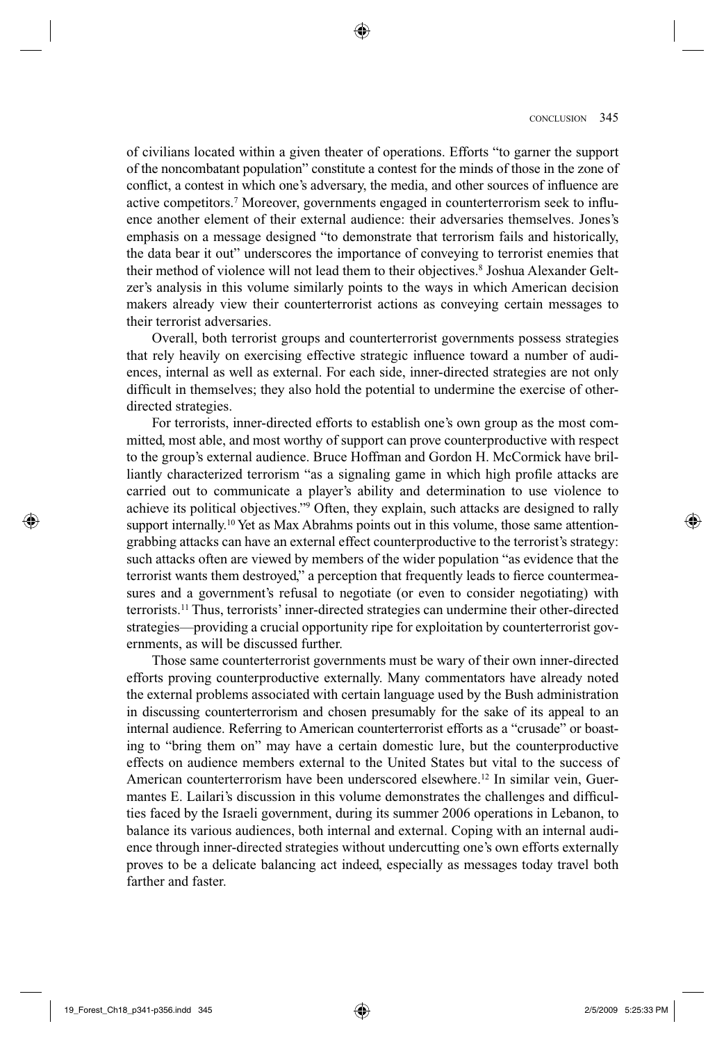of civilians located within a given theater of operations. Efforts "to garner the support of the noncombatant population" constitute a contest for the minds of those in the zone of conflict, a contest in which one's adversary, the media, and other sources of influence are active competitors.[7] Moreover, governments engaged in counterterrorism seek to influence another element of their external audience: their adversaries themselves. Jones's emphasis on a message designed "to demonstrate that terrorism fails and historically, the data bear it out" underscores the importance of conveying to terrorist enemies that their method of violence will not lead them to their objectives.[8] Joshua Alexander Geltzer's analysis in this volume similarly points to the ways in which American decision makers already view their counterterrorist actions as conveying certain messages to their terrorist adversaries.

Overall, both terrorist groups and counterterrorist governments possess strategies that rely heavily on exercising effective strategic influence toward a number of audiences, internal as well as external. For each side, inner-directed strategies are not only difficult in themselves; they also hold the potential to undermine the exercise of other-directed strategies.

For terrorists, inner-directed efforts to establish one's own group as the most committed, most able, and most worthy of support can prove counterproductive with respect to the group's external audience. Bruce Hoffman and Gordon H. McCormick have brilliantly characterized terrorism "as a signaling game in which high profile attacks are carried out to communicate a player's ability and determination to use violence to achieve its political objectives."[9] Often, they explain, such attacks are designed to rally support internally.[10] Yet as Max Abrahms points out in this volume, those same attention-grabbing attacks can have an external effect counterproductive to the terrorist's strategy: such attacks often are viewed by members of the wider population "as evidence that the terrorist wants them destroyed," a perception that frequently leads to fierce countermeasures and a government's refusal to negotiate (or even to consider negotiating) with terrorists.[11] Thus, terrorists' inner-directed strategies can undermine their other-directed strategies—providing a crucial opportunity ripe for exploitation by counterterrorist governments, as will be discussed further.

Those same counterterrorist governments must be wary of their own inner-directed efforts proving counterproductive externally. Many commentators have already noted the external problems associated with certain language used by the Bush administration in discussing counterterrorism and chosen presumably for the sake of its appeal to an internal audience. Referring to American counterterrorist efforts as a "crusade" or boasting to "bring them on" may have a certain domestic lure, but the counterproductive effects on audience members external to the United States but vital to the success of American counterterrorism have been underscored elsewhere.[12] In similar vein, Guermantes E. Lailari's discussion in this volume demonstrates the challenges and difficulties faced by the Israeli government, during its summer 2006 operations in Lebanon, to balance its various audiences, both internal and external. Coping with an internal audience through inner-directed strategies without undercutting one's own efforts externally proves to be a delicate balancing act indeed, especially as messages today travel both farther and faster.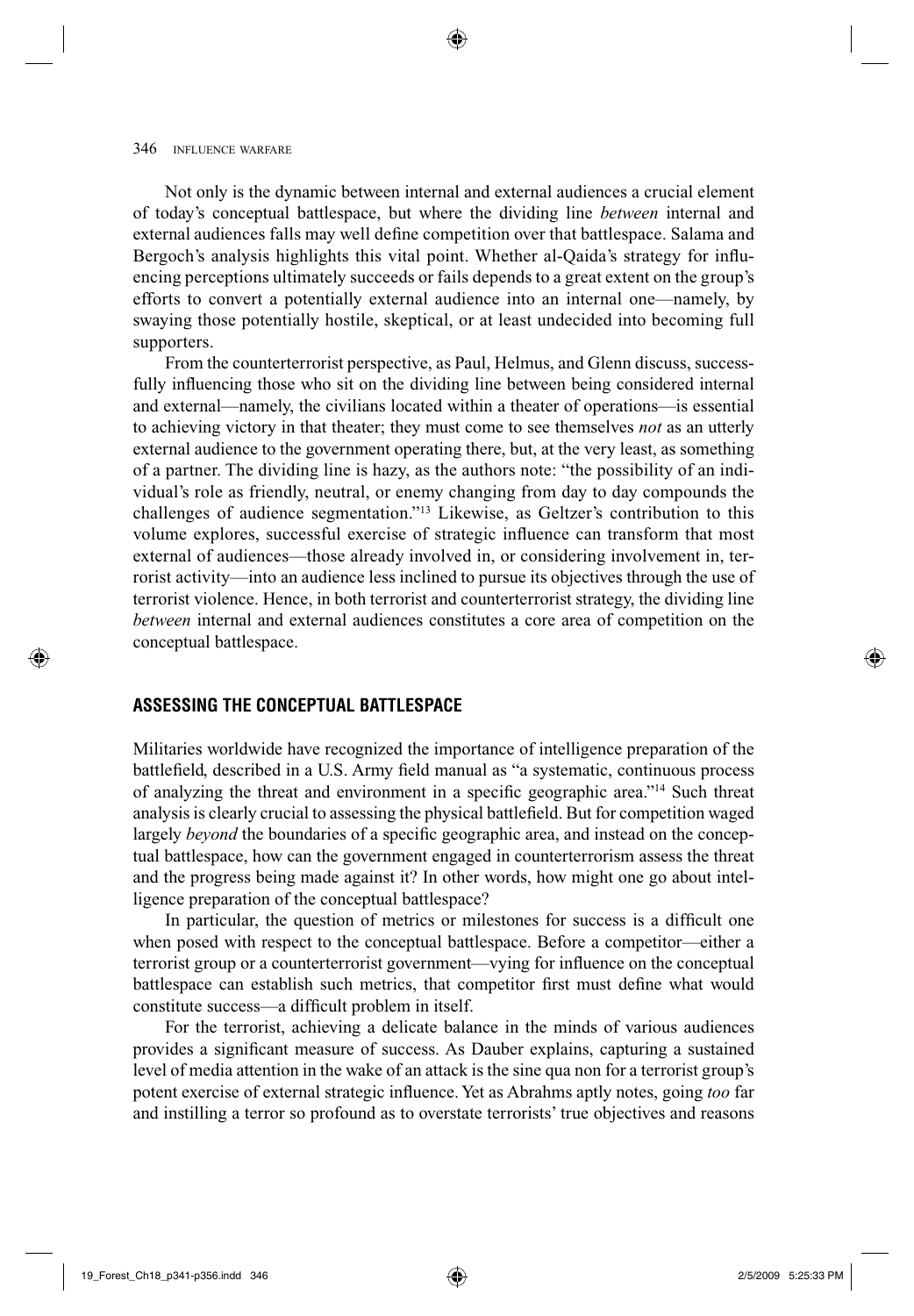Not only is the dynamic between internal and external audiences a crucial element of today's conceptual battlespace, but where the dividing line *between* internal and external audiences falls may well define competition over that battlespace. Salama and Bergoch's analysis highlights this vital point. Whether al-Qaida's strategy for influencing perceptions ultimately succeeds or fails depends to a great extent on the group's efforts to convert a potentially external audience into an internal one—namely, by swaying those potentially hostile, skeptical, or at least undecided into becoming full supporters.

From the counterterrorist perspective, as Paul, Helmus, and Glenn discuss, successfully influencing those who sit on the dividing line between being considered internal and external—namely, the civilians located within a theater of operations—is essential to achieving victory in that theater; they must come to see themselves *not* as an utterly external audience to the government operating there, but, at the very least, as something of a partner. The dividing line is hazy, as the authors note: "the possibility of an individual's role as friendly, neutral, or enemy changing from day to day compounds the challenges of audience segmentation."[13] Likewise, as Geltzer's contribution to this volume explores, successful exercise of strategic influence can transform that most external of audiences—those already involved in, or considering involvement in, terrorist activity—into an audience less inclined to pursue its objectives through the use of terrorist violence. Hence, in both terrorist and counterterrorist strategy, the dividing line *between* internal and external audiences constitutes a core area of competition on the conceptual battlespace.

## ASSESSING THE CONCEPTUAL BATTLESPACE

Militaries worldwide have recognized the importance of intelligence preparation of the battlefield, described in a U.S. Army field manual as "a systematic, continuous process of analyzing the threat and environment in a specific geographic area."[14] Such threat analysis is clearly crucial to assessing the physical battlefield. But for competition waged largely *beyond* the boundaries of a specific geographic area, and instead on the conceptual battlespace, how can the government engaged in counterterrorism assess the threat and the progress being made against it? In other words, how might one go about intelligence preparation of the conceptual battlespace?

In particular, the question of metrics or milestones for success is a difficult one when posed with respect to the conceptual battlespace. Before a competitor—either a terrorist group or a counterterrorist government—vying for influence on the conceptual battlespace can establish such metrics, that competitor first must define what would constitute success—a difficult problem in itself.

For the terrorist, achieving a delicate balance in the minds of various audiences provides a significant measure of success. As Dauber explains, capturing a sustained level of media attention in the wake of an attack is the sine qua non for a terrorist group's potent exercise of external strategic influence. Yet as Abrahms aptly notes, going *too* far and instilling a terror so profound as to overstate terrorists' true objectives and reasons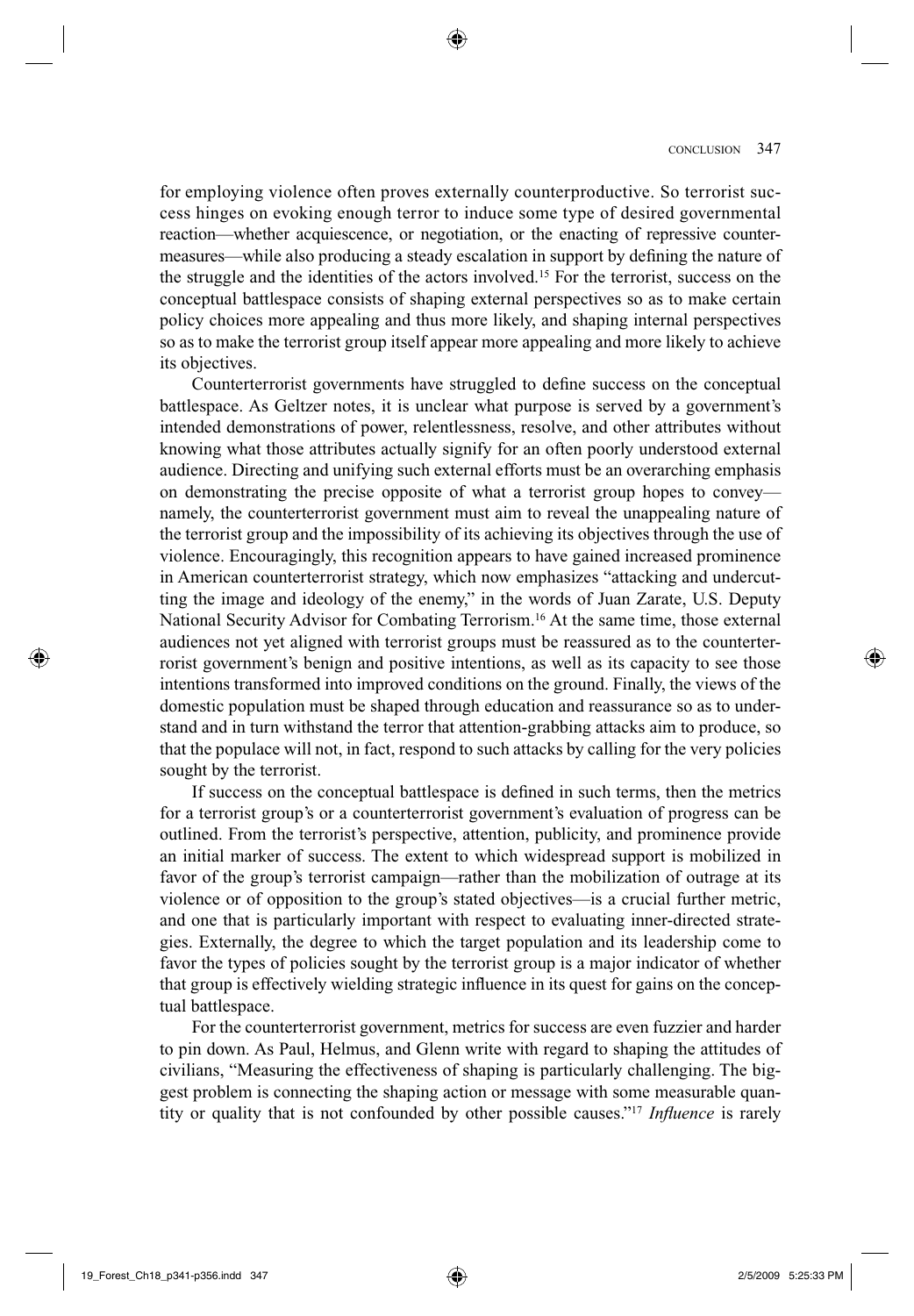for employing violence often proves externally counterproductive. So terrorist success hinges on evoking enough terror to induce some type of desired governmental reaction—whether acquiescence, or negotiation, or the enacting of repressive countermeasures—while also producing a steady escalation in support by defining the nature of the struggle and the identities of the actors involved.[15] For the terrorist, success on the conceptual battlespace consists of shaping external perspectives so as to make certain policy choices more appealing and thus more likely, and shaping internal perspectives so as to make the terrorist group itself appear more appealing and more likely to achieve its objectives.

Counterterrorist governments have struggled to define success on the conceptual battlespace. As Geltzer notes, it is unclear what purpose is served by a government's intended demonstrations of power, relentlessness, resolve, and other attributes without knowing what those attributes actually signify for an often poorly understood external audience. Directing and unifying such external efforts must be an overarching emphasis on demonstrating the precise opposite of what a terrorist group hopes to convey—namely, the counterterrorist government must aim to reveal the unappealing nature of the terrorist group and the impossibility of its achieving its objectives through the use of violence. Encouragingly, this recognition appears to have gained increased prominence in American counterterrorist strategy, which now emphasizes "attacking and undercutting the image and ideology of the enemy," in the words of Juan Zarate, U.S. Deputy National Security Advisor for Combating Terrorism.[16] At the same time, those external audiences not yet aligned with terrorist groups must be reassured as to the counterterrorist government's benign and positive intentions, as well as its capacity to see those intentions transformed into improved conditions on the ground. Finally, the views of the domestic population must be shaped through education and reassurance so as to understand and in turn withstand the terror that attention-grabbing attacks aim to produce, so that the populace will not, in fact, respond to such attacks by calling for the very policies sought by the terrorist.

If success on the conceptual battlespace is defined in such terms, then the metrics for a terrorist group's or a counterterrorist government's evaluation of progress can be outlined. From the terrorist's perspective, attention, publicity, and prominence provide an initial marker of success. The extent to which widespread support is mobilized in favor of the group's terrorist campaign—rather than the mobilization of outrage at its violence or of opposition to the group's stated objectives—is a crucial further metric, and one that is particularly important with respect to evaluating inner-directed strategies. Externally, the degree to which the target population and its leadership come to favor the types of policies sought by the terrorist group is a major indicator of whether that group is effectively wielding strategic influence in its quest for gains on the conceptual battlespace.

For the counterterrorist government, metrics for success are even fuzzier and harder to pin down. As Paul, Helmus, and Glenn write with regard to shaping the attitudes of civilians, "Measuring the effectiveness of shaping is particularly challenging. The biggest problem is connecting the shaping action or message with some measurable quantity or quality that is not confounded by other possible causes."[17] *Influence* is rarely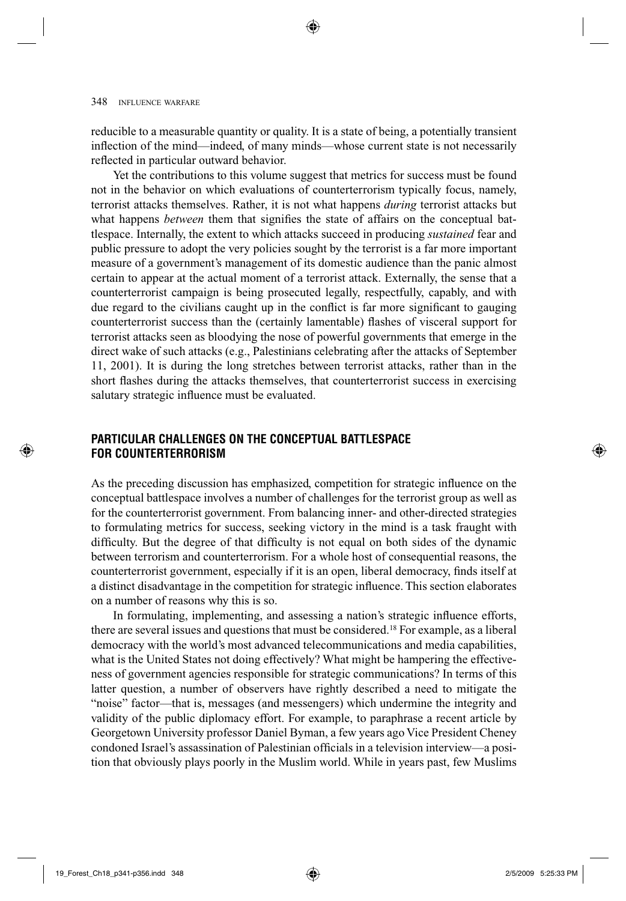reducible to a measurable quantity or quality. It is a state of being, a potentially transient inflection of the mind—indeed, of many minds—whose current state is not necessarily reflected in particular outward behavior.

Yet the contributions to this volume suggest that metrics for success must be found not in the behavior on which evaluations of counterterrorism typically focus, namely, terrorist attacks themselves. Rather, it is not what happens *during* terrorist attacks but what happens *between* them that signifies the state of affairs on the conceptual battlespace. Internally, the extent to which attacks succeed in producing *sustained* fear and public pressure to adopt the very policies sought by the terrorist is a far more important measure of a government's management of its domestic audience than the panic almost certain to appear at the actual moment of a terrorist attack. Externally, the sense that a counterterrorist campaign is being prosecuted legally, respectfully, capably, and with due regard to the civilians caught up in the conflict is far more significant to gauging counterterrorist success than the (certainly lamentable) flashes of visceral support for terrorist attacks seen as bloodying the nose of powerful governments that emerge in the direct wake of such attacks (e.g., Palestinians celebrating after the attacks of September 11, 2001). It is during the long stretches between terrorist attacks, rather than in the short flashes during the attacks themselves, that counterterrorist success in exercising salutary strategic influence must be evaluated.

## PARTICULAR CHALLENGES ON THE CONCEPTUAL BATTLESPACE FOR COUNTERTERRORISM

As the preceding discussion has emphasized, competition for strategic influence on the conceptual battlespace involves a number of challenges for the terrorist group as well as for the counterterrorist government. From balancing inner- and other-directed strategies to formulating metrics for success, seeking victory in the mind is a task fraught with difficulty. But the degree of that difficulty is not equal on both sides of the dynamic between terrorism and counterterrorism. For a whole host of consequential reasons, the counterterrorist government, especially if it is an open, liberal democracy, finds itself at a distinct disadvantage in the competition for strategic influence. This section elaborates on a number of reasons why this is so.

In formulating, implementing, and assessing a nation's strategic influence efforts, there are several issues and questions that must be considered.[18] For example, as a liberal democracy with the world's most advanced telecommunications and media capabilities, what is the United States not doing effectively? What might be hampering the effectiveness of government agencies responsible for strategic communications? In terms of this latter question, a number of observers have rightly described a need to mitigate the "noise" factor—that is, messages (and messengers) which undermine the integrity and validity of the public diplomacy effort. For example, to paraphrase a recent article by Georgetown University professor Daniel Byman, a few years ago Vice President Cheney condoned Israel's assassination of Palestinian officials in a television interview—a position that obviously plays poorly in the Muslim world. While in years past, few Muslims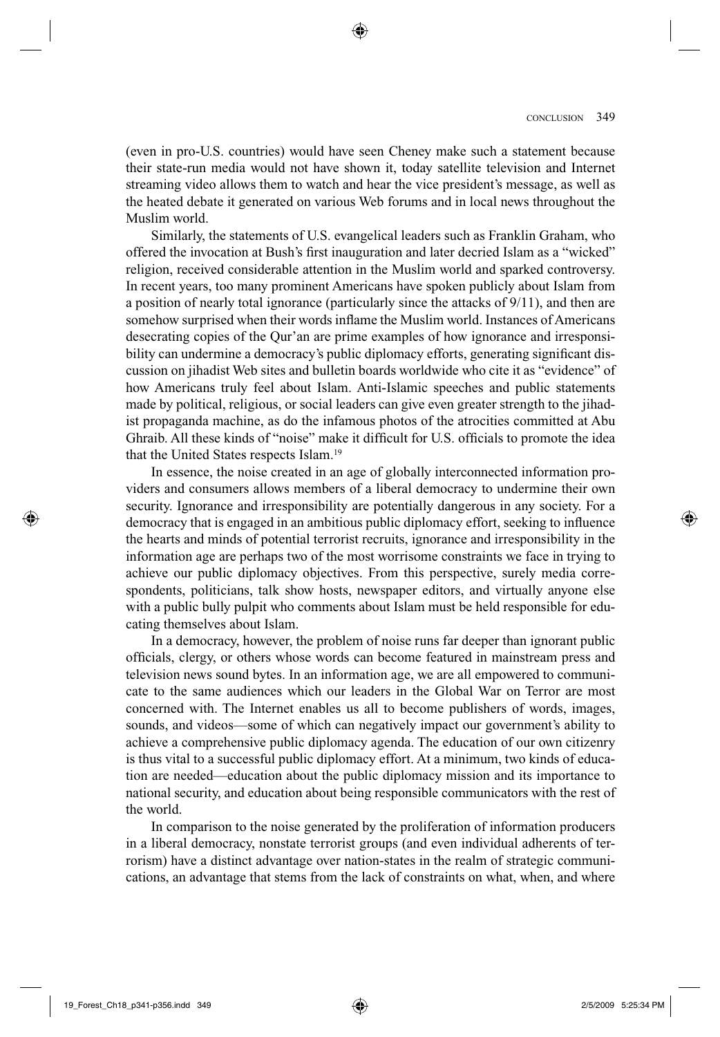(even in pro-U.S. countries) would have seen Cheney make such a statement because their state-run media would not have shown it, today satellite television and Internet streaming video allows them to watch and hear the vice president's message, as well as the heated debate it generated on various Web forums and in local news throughout the Muslim world.

Similarly, the statements of U.S. evangelical leaders such as Franklin Graham, who offered the invocation at Bush's first inauguration and later decried Islam as a "wicked" religion, received considerable attention in the Muslim world and sparked controversy. In recent years, too many prominent Americans have spoken publicly about Islam from a position of nearly total ignorance (particularly since the attacks of 9/11), and then are somehow surprised when their words inflame the Muslim world. Instances of Americans desecrating copies of the Qur'an are prime examples of how ignorance and irresponsibility can undermine a democracy's public diplomacy efforts, generating significant discussion on jihadist Web sites and bulletin boards worldwide who cite it as "evidence" of how Americans truly feel about Islam. Anti-Islamic speeches and public statements made by political, religious, or social leaders can give even greater strength to the jihadist propaganda machine, as do the infamous photos of the atrocities committed at Abu Ghraib. All these kinds of "noise" make it difficult for U.S. officials to promote the idea that the United States respects Islam.[19]

In essence, the noise created in an age of globally interconnected information providers and consumers allows members of a liberal democracy to undermine their own security. Ignorance and irresponsibility are potentially dangerous in any society. For a democracy that is engaged in an ambitious public diplomacy effort, seeking to influence the hearts and minds of potential terrorist recruits, ignorance and irresponsibility in the information age are perhaps two of the most worrisome constraints we face in trying to achieve our public diplomacy objectives. From this perspective, surely media correspondents, politicians, talk show hosts, newspaper editors, and virtually anyone else with a public bully pulpit who comments about Islam must be held responsible for educating themselves about Islam.

In a democracy, however, the problem of noise runs far deeper than ignorant public officials, clergy, or others whose words can become featured in mainstream press and television news sound bytes. In an information age, we are all empowered to communicate to the same audiences which our leaders in the Global War on Terror are most concerned with. The Internet enables us all to become publishers of words, images, sounds, and videos—some of which can negatively impact our government's ability to achieve a comprehensive public diplomacy agenda. The education of our own citizenry is thus vital to a successful public diplomacy effort. At a minimum, two kinds of education are needed—education about the public diplomacy mission and its importance to national security, and education about being responsible communicators with the rest of the world.

In comparison to the noise generated by the proliferation of information producers in a liberal democracy, nonstate terrorist groups (and even individual adherents of terrorism) have a distinct advantage over nation-states in the realm of strategic communications, an advantage that stems from the lack of constraints on what, when, and where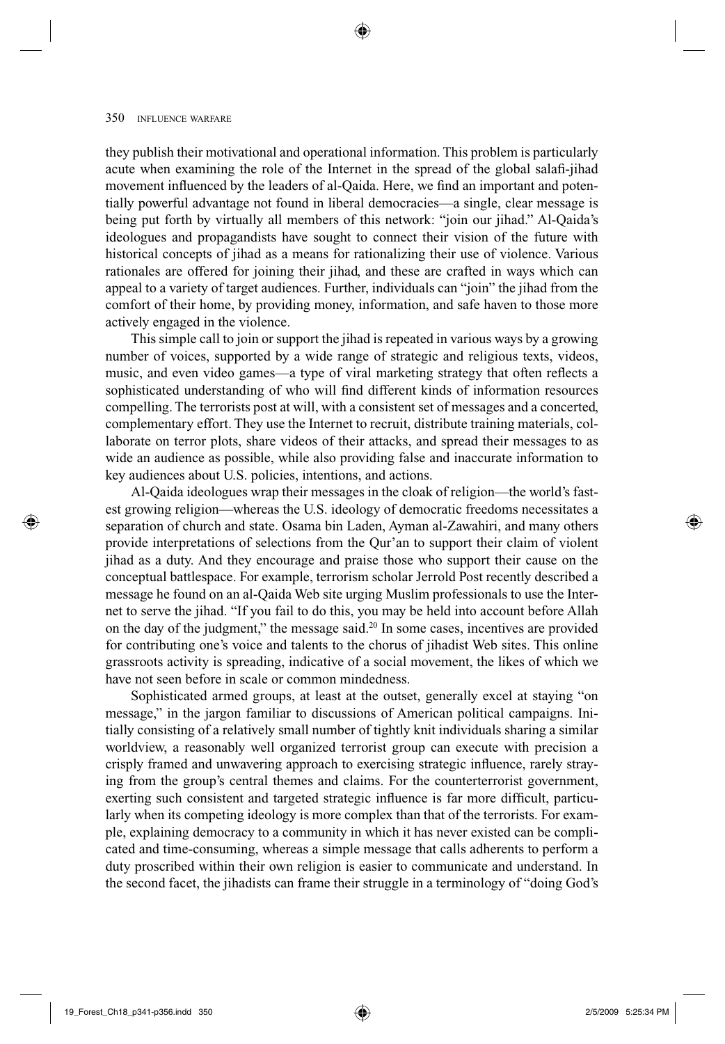they publish their motivational and operational information. This problem is particularly acute when examining the role of the Internet in the spread of the global salafi-jihad movement influenced by the leaders of al-Qaida. Here, we find an important and potentially powerful advantage not found in liberal democracies—a single, clear message is being put forth by virtually all members of this network: "join our jihad." Al-Qaida's ideologues and propagandists have sought to connect their vision of the future with historical concepts of jihad as a means for rationalizing their use of violence. Various rationales are offered for joining their jihad, and these are crafted in ways which can appeal to a variety of target audiences. Further, individuals can "join" the jihad from the comfort of their home, by providing money, information, and safe haven to those more actively engaged in the violence.

This simple call to join or support the jihad is repeated in various ways by a growing number of voices, supported by a wide range of strategic and religious texts, videos, music, and even video games—a type of viral marketing strategy that often reflects a sophisticated understanding of who will find different kinds of information resources compelling. The terrorists post at will, with a consistent set of messages and a concerted, complementary effort. They use the Internet to recruit, distribute training materials, collaborate on terror plots, share videos of their attacks, and spread their messages to as wide an audience as possible, while also providing false and inaccurate information to key audiences about U.S. policies, intentions, and actions.

Al-Qaida ideologues wrap their messages in the cloak of religion—the world's fastest growing religion—whereas the U.S. ideology of democratic freedoms necessitates a separation of church and state. Osama bin Laden, Ayman al-Zawahiri, and many others provide interpretations of selections from the Qur'an to support their claim of violent jihad as a duty. And they encourage and praise those who support their cause on the conceptual battlespace. For example, terrorism scholar Jerrold Post recently described a message he found on an al-Qaida Web site urging Muslim professionals to use the Internet to serve the jihad. "If you fail to do this, you may be held into account before Allah on the day of the judgment," the message said.[20] In some cases, incentives are provided for contributing one's voice and talents to the chorus of jihadist Web sites. This online grassroots activity is spreading, indicative of a social movement, the likes of which we have not seen before in scale or common mindedness.

Sophisticated armed groups, at least at the outset, generally excel at staying "on message," in the jargon familiar to discussions of American political campaigns. Initially consisting of a relatively small number of tightly knit individuals sharing a similar worldview, a reasonably well organized terrorist group can execute with precision a crisply framed and unwavering approach to exercising strategic influence, rarely straying from the group's central themes and claims. For the counterterrorist government, exerting such consistent and targeted strategic influence is far more difficult, particularly when its competing ideology is more complex than that of the terrorists. For example, explaining democracy to a community in which it has never existed can be complicated and time-consuming, whereas a simple message that calls adherents to perform a duty proscribed within their own religion is easier to communicate and understand. In the second facet, the jihadists can frame their struggle in a terminology of "doing God's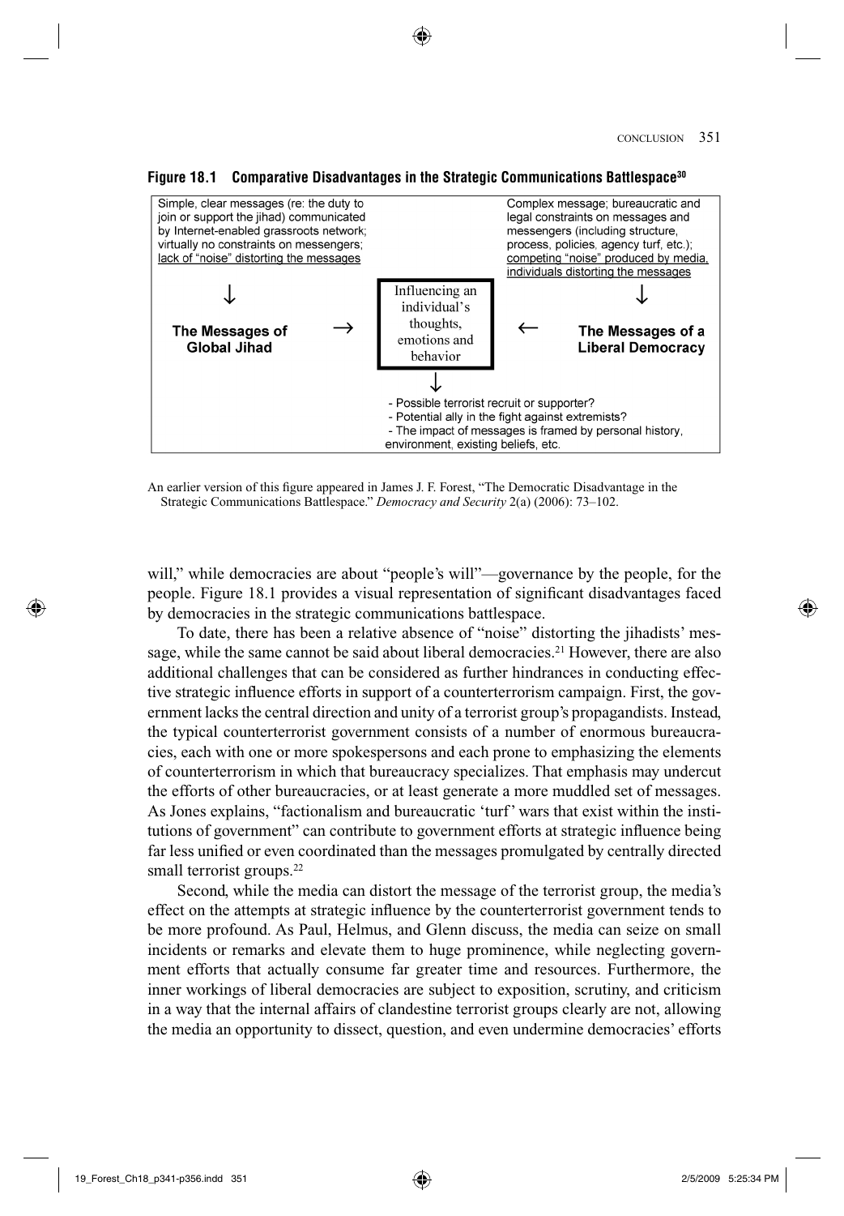**Figure 18.1 Comparative Disadvantages in the Strategic Communications Battlespace**[30]

Simple, clear messages (re: the duty to join or support the jihad) communicated by Internet-enabled grassroots network; virtually no constraints on messengers; lack of "noise" distorting the messages

Complex message; bureaucratic and legal constraints on messages and messengers (including structure, process, policies, agency turf, etc.); competing "noise" produced by media, individuals distorting the messages

**The Messages of Global Jihad** → Influencing an individual's thoughts, emotions and behavior ← **The Messages of a Liberal Democracy**

- Possible terrorist recruit or supporter?
- Potential ally in the fight against extremists?
- The impact of messages is framed by personal history, environment, existing beliefs, etc.

An earlier version of this figure appeared in James J. F. Forest, "The Democratic Disadvantage in the Strategic Communications Battlespace." *Democracy and Security* 2(a) (2006): 73–102.

will," while democracies are about "people's will"—governance by the people, for the people. Figure 18.1 provides a visual representation of significant disadvantages faced by democracies in the strategic communications battlespace.

To date, there has been a relative absence of "noise" distorting the jihadists' message, while the same cannot be said about liberal democracies.[21] However, there are also additional challenges that can be considered as further hindrances in conducting effective strategic influence efforts in support of a counterterrorism campaign. First, the government lacks the central direction and unity of a terrorist group's propagandists. Instead, the typical counterterrorist government consists of a number of enormous bureaucracies, each with one or more spokespersons and each prone to emphasizing the elements of counterterrorism in which that bureaucracy specializes. That emphasis may undercut the efforts of other bureaucracies, or at least generate a more muddled set of messages. As Jones explains, "factionalism and bureaucratic 'turf' wars that exist within the institutions of government" can contribute to government efforts at strategic influence being far less unified or even coordinated than the messages promulgated by centrally directed small terrorist groups.[22]

Second, while the media can distort the message of the terrorist group, the media's effect on the attempts at strategic influence by the counterterrorist government tends to be more profound. As Paul, Helmus, and Glenn discuss, the media can seize on small incidents or remarks and elevate them to huge prominence, while neglecting government efforts that actually consume far greater time and resources. Furthermore, the inner workings of liberal democracies are subject to exposition, scrutiny, and criticism in a way that the internal affairs of clandestine terrorist groups clearly are not, allowing the media an opportunity to dissect, question, and even undermine democracies' efforts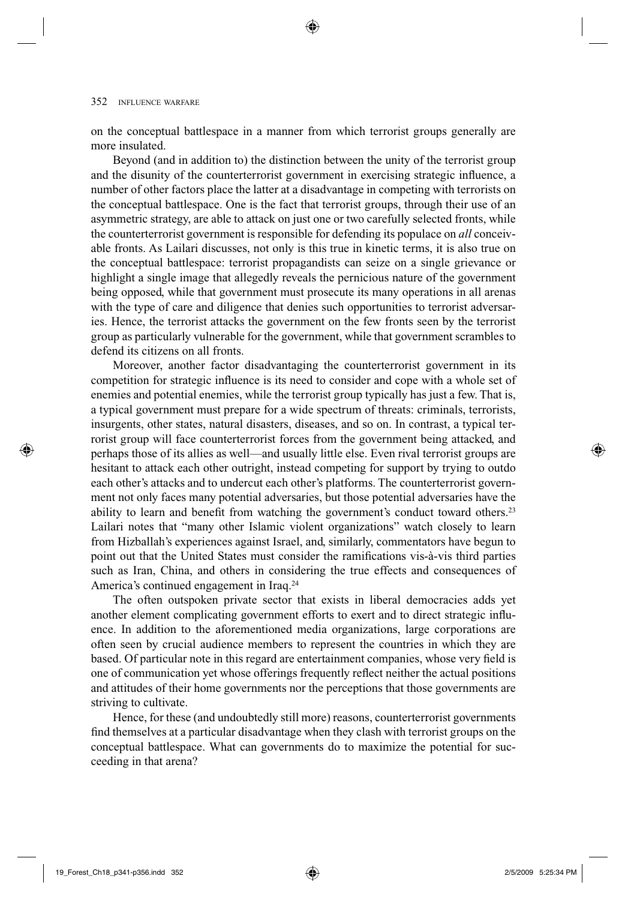on the conceptual battlespace in a manner from which terrorist groups generally are more insulated.

Beyond (and in addition to) the distinction between the unity of the terrorist group and the disunity of the counterterrorist government in exercising strategic influence, a number of other factors place the latter at a disadvantage in competing with terrorists on the conceptual battlespace. One is the fact that terrorist groups, through their use of an asymmetric strategy, are able to attack on just one or two carefully selected fronts, while the counterterrorist government is responsible for defending its populace on *all* conceivable fronts. As Lailari discusses, not only is this true in kinetic terms, it is also true on the conceptual battlespace: terrorist propagandists can seize on a single grievance or highlight a single image that allegedly reveals the pernicious nature of the government being opposed, while that government must prosecute its many operations in all arenas with the type of care and diligence that denies such opportunities to terrorist adversaries. Hence, the terrorist attacks the government on the few fronts seen by the terrorist group as particularly vulnerable for the government, while that government scrambles to defend its citizens on all fronts.

Moreover, another factor disadvantaging the counterterrorist government in its competition for strategic influence is its need to consider and cope with a whole set of enemies and potential enemies, while the terrorist group typically has just a few. That is, a typical government must prepare for a wide spectrum of threats: criminals, terrorists, insurgents, other states, natural disasters, diseases, and so on. In contrast, a typical terrorist group will face counterterrorist forces from the government being attacked, and perhaps those of its allies as well—and usually little else. Even rival terrorist groups are hesitant to attack each other outright, instead competing for support by trying to outdo each other's attacks and to undercut each other's platforms. The counterterrorist government not only faces many potential adversaries, but those potential adversaries have the ability to learn and benefit from watching the government's conduct toward others.[23] Lailari notes that "many other Islamic violent organizations" watch closely to learn from Hizballah's experiences against Israel, and, similarly, commentators have begun to point out that the United States must consider the ramifications vis-à-vis third parties such as Iran, China, and others in considering the true effects and consequences of America's continued engagement in Iraq.[24]

The often outspoken private sector that exists in liberal democracies adds yet another element complicating government efforts to exert and to direct strategic influence. In addition to the aforementioned media organizations, large corporations are often seen by crucial audience members to represent the countries in which they are based. Of particular note in this regard are entertainment companies, whose very field is one of communication yet whose offerings frequently reflect neither the actual positions and attitudes of their home governments nor the perceptions that those governments are striving to cultivate.

Hence, for these (and undoubtedly still more) reasons, counterterrorist governments find themselves at a particular disadvantage when they clash with terrorist groups on the conceptual battlespace. What can governments do to maximize the potential for succeeding in that arena?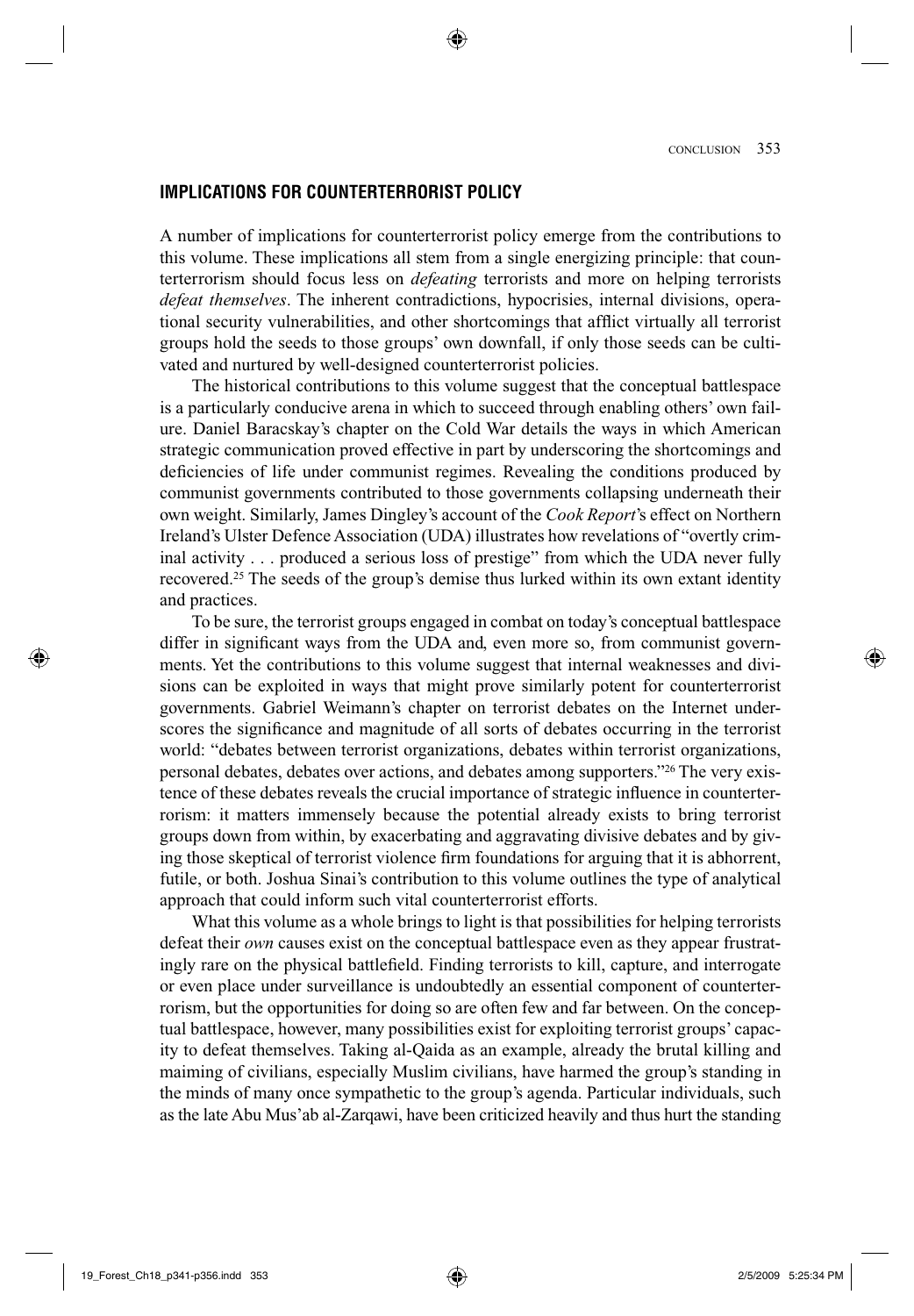## IMPLICATIONS FOR COUNTERTERRORIST POLICY

A number of implications for counterterrorist policy emerge from the contributions to this volume. These implications all stem from a single energizing principle: that counterterrorism should focus less on *defeating* terrorists and more on helping terrorists *defeat themselves*. The inherent contradictions, hypocrisies, internal divisions, operational security vulnerabilities, and other shortcomings that afflict virtually all terrorist groups hold the seeds to those groups' own downfall, if only those seeds can be cultivated and nurtured by well-designed counterterrorist policies.

The historical contributions to this volume suggest that the conceptual battlespace is a particularly conducive arena in which to succeed through enabling others' own failure. Daniel Baracskay's chapter on the Cold War details the ways in which American strategic communication proved effective in part by underscoring the shortcomings and deficiencies of life under communist regimes. Revealing the conditions produced by communist governments contributed to those governments collapsing underneath their own weight. Similarly, James Dingley's account of the *Cook Report*'s effect on Northern Ireland's Ulster Defence Association (UDA) illustrates how revelations of "overtly criminal activity . . . produced a serious loss of prestige" from which the UDA never fully recovered.[25] The seeds of the group's demise thus lurked within its own extant identity and practices.

To be sure, the terrorist groups engaged in combat on today's conceptual battlespace differ in significant ways from the UDA and, even more so, from communist governments. Yet the contributions to this volume suggest that internal weaknesses and divisions can be exploited in ways that might prove similarly potent for counterterrorist governments. Gabriel Weimann's chapter on terrorist debates on the Internet underscores the significance and magnitude of all sorts of debates occurring in the terrorist world: "debates between terrorist organizations, debates within terrorist organizations, personal debates, debates over actions, and debates among supporters."[26] The very existence of these debates reveals the crucial importance of strategic influence in counterterrorism: it matters immensely because the potential already exists to bring terrorist groups down from within, by exacerbating and aggravating divisive debates and by giving those skeptical of terrorist violence firm foundations for arguing that it is abhorrent, futile, or both. Joshua Sinai's contribution to this volume outlines the type of analytical approach that could inform such vital counterterrorist efforts.

What this volume as a whole brings to light is that possibilities for helping terrorists defeat their *own* causes exist on the conceptual battlespace even as they appear frustratingly rare on the physical battlefield. Finding terrorists to kill, capture, and interrogate or even place under surveillance is undoubtedly an essential component of counterterrorism, but the opportunities for doing so are often few and far between. On the conceptual battlespace, however, many possibilities exist for exploiting terrorist groups' capacity to defeat themselves. Taking al-Qaida as an example, already the brutal killing and maiming of civilians, especially Muslim civilians, have harmed the group's standing in the minds of many once sympathetic to the group's agenda. Particular individuals, such as the late Abu Mus'ab al-Zarqawi, have been criticized heavily and thus hurt the standing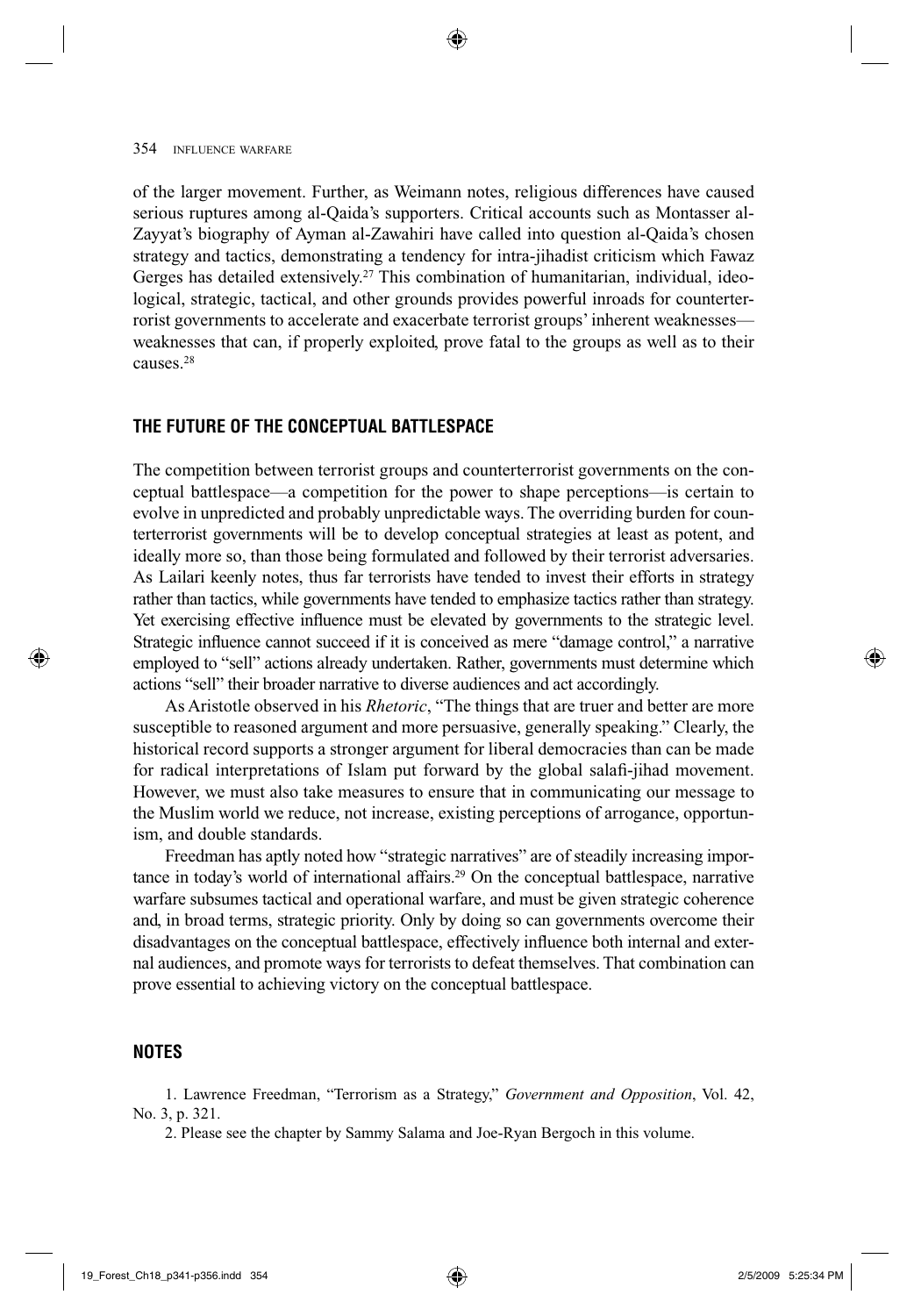of the larger movement. Further, as Weimann notes, religious differences have caused serious ruptures among al-Qaida's supporters. Critical accounts such as Montasser al-Zayyat's biography of Ayman al-Zawahiri have called into question al-Qaida's chosen strategy and tactics, demonstrating a tendency for intra-jihadist criticism which Fawaz Gerges has detailed extensively.[27] This combination of humanitarian, individual, ideological, strategic, tactical, and other grounds provides powerful inroads for counterterrorist governments to accelerate and exacerbate terrorist groups' inherent weaknesses—weaknesses that can, if properly exploited, prove fatal to the groups as well as to their causes.[28]

## THE FUTURE OF THE CONCEPTUAL BATTLESPACE

The competition between terrorist groups and counterterrorist governments on the conceptual battlespace—a competition for the power to shape perceptions—is certain to evolve in unpredicted and probably unpredictable ways. The overriding burden for counterterrorist governments will be to develop conceptual strategies at least as potent, and ideally more so, than those being formulated and followed by their terrorist adversaries. As Lailari keenly notes, thus far terrorists have tended to invest their efforts in strategy rather than tactics, while governments have tended to emphasize tactics rather than strategy. Yet exercising effective influence must be elevated by governments to the strategic level. Strategic influence cannot succeed if it is conceived as mere "damage control," a narrative employed to "sell" actions already undertaken. Rather, governments must determine which actions "sell" their broader narrative to diverse audiences and act accordingly.

As Aristotle observed in his *Rhetoric*, "The things that are truer and better are more susceptible to reasoned argument and more persuasive, generally speaking." Clearly, the historical record supports a stronger argument for liberal democracies than can be made for radical interpretations of Islam put forward by the global salafi-jihad movement. However, we must also take measures to ensure that in communicating our message to the Muslim world we reduce, not increase, existing perceptions of arrogance, opportunism, and double standards.

Freedman has aptly noted how "strategic narratives" are of steadily increasing importance in today's world of international affairs.[29] On the conceptual battlespace, narrative warfare subsumes tactical and operational warfare, and must be given strategic coherence and, in broad terms, strategic priority. Only by doing so can governments overcome their disadvantages on the conceptual battlespace, effectively influence both internal and external audiences, and promote ways for terrorists to defeat themselves. That combination can prove essential to achieving victory on the conceptual battlespace.

## NOTES

1. Lawrence Freedman, "Terrorism as a Strategy," *Government and Opposition*, Vol. 42, No. 3, p. 321.

2. Please see the chapter by Sammy Salama and Joe-Ryan Bergoch in this volume.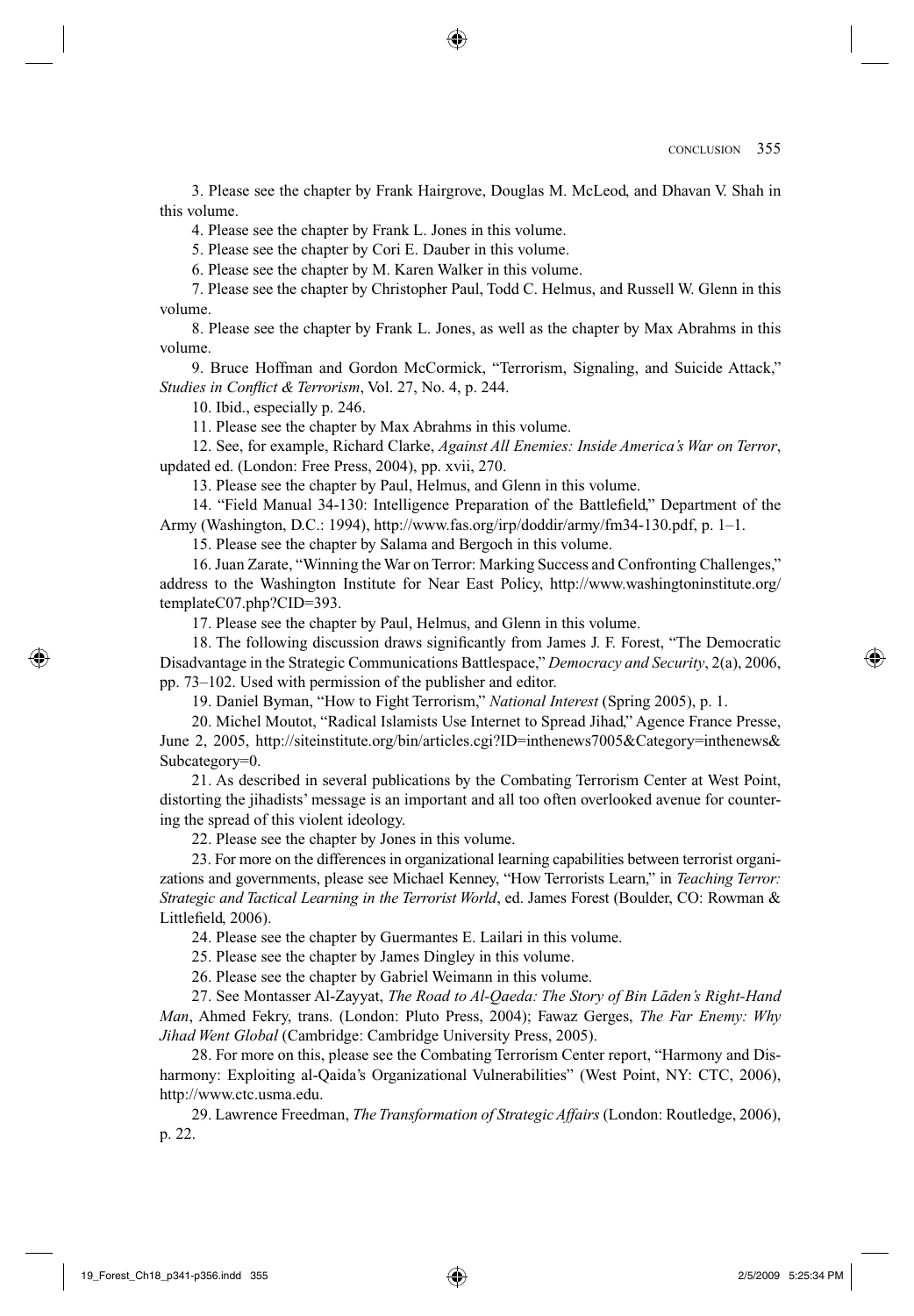3. Please see the chapter by Frank Hairgrove, Douglas M. McLeod, and Dhavan V. Shah in this volume.

4. Please see the chapter by Frank L. Jones in this volume.

5. Please see the chapter by Cori E. Dauber in this volume.

6. Please see the chapter by M. Karen Walker in this volume.

7. Please see the chapter by Christopher Paul, Todd C. Helmus, and Russell W. Glenn in this volume.

8. Please see the chapter by Frank L. Jones, as well as the chapter by Max Abrahms in this volume.

9. Bruce Hoffman and Gordon McCormick, "Terrorism, Signaling, and Suicide Attack," *Studies in Conflict & Terrorism*, Vol. 27, No. 4, p. 244.

10. Ibid., especially p. 246.

11. Please see the chapter by Max Abrahms in this volume.

12. See, for example, Richard Clarke, *Against All Enemies: Inside America's War on Terror*, updated ed. (London: Free Press, 2004), pp. xvii, 270.

13. Please see the chapter by Paul, Helmus, and Glenn in this volume.

14. "Field Manual 34-130: Intelligence Preparation of the Battlefield," Department of the Army (Washington, D.C.: 1994), http://www.fas.org/irp/doddir/army/fm34-130.pdf, p. 1–1.

15. Please see the chapter by Salama and Bergoch in this volume.

16. Juan Zarate, "Winning the War on Terror: Marking Success and Confronting Challenges," address to the Washington Institute for Near East Policy, http://www.washingtoninstitute.org/templateC07.php?CID=393.

17. Please see the chapter by Paul, Helmus, and Glenn in this volume.

18. The following discussion draws significantly from James J. F. Forest, "The Democratic Disadvantage in the Strategic Communications Battlespace," *Democracy and Security*, 2(a), 2006, pp. 73–102. Used with permission of the publisher and editor.

19. Daniel Byman, "How to Fight Terrorism," *National Interest* (Spring 2005), p. 1.

20. Michel Moutot, "Radical Islamists Use Internet to Spread Jihad," Agence France Presse, June 2, 2005, http://siteinstitute.org/bin/articles.cgi?ID=inthenews7005&Category=inthenews&Subcategory=0.

21. As described in several publications by the Combating Terrorism Center at West Point, distorting the jihadists' message is an important and all too often overlooked avenue for countering the spread of this violent ideology.

22. Please see the chapter by Jones in this volume.

23. For more on the differences in organizational learning capabilities between terrorist organizations and governments, please see Michael Kenney, "How Terrorists Learn," in *Teaching Terror: Strategic and Tactical Learning in the Terrorist World*, ed. James Forest (Boulder, CO: Rowman & Littlefield, 2006).

24. Please see the chapter by Guermantes E. Lailari in this volume.

25. Please see the chapter by James Dingley in this volume.

26. Please see the chapter by Gabriel Weimann in this volume.

27. See Montasser Al-Zayyat, *The Road to Al-Qaeda: The Story of Bin Lāden's Right-Hand Man*, Ahmed Fekry, trans. (London: Pluto Press, 2004); Fawaz Gerges, *The Far Enemy: Why Jihad Went Global* (Cambridge: Cambridge University Press, 2005).

28. For more on this, please see the Combating Terrorism Center report, "Harmony and Disharmony: Exploiting al-Qaida's Organizational Vulnerabilities" (West Point, NY: CTC, 2006), http://www.ctc.usma.edu.

29. Lawrence Freedman, *The Transformation of Strategic Affairs* (London: Routledge, 2006), p. 22.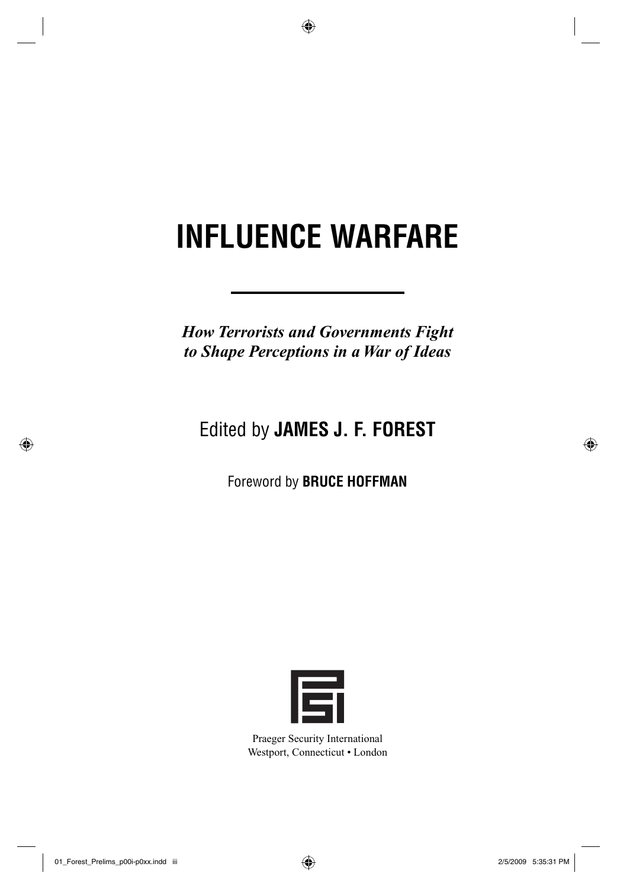# INFLUENCE WARFARE

***How Terrorists and Governments Fight to Shape Perceptions in a War of Ideas***

Edited by **JAMES J. F. FOREST**

Foreword by **BRUCE HOFFMAN**

Praeger Security International
Westport, Connecticut • London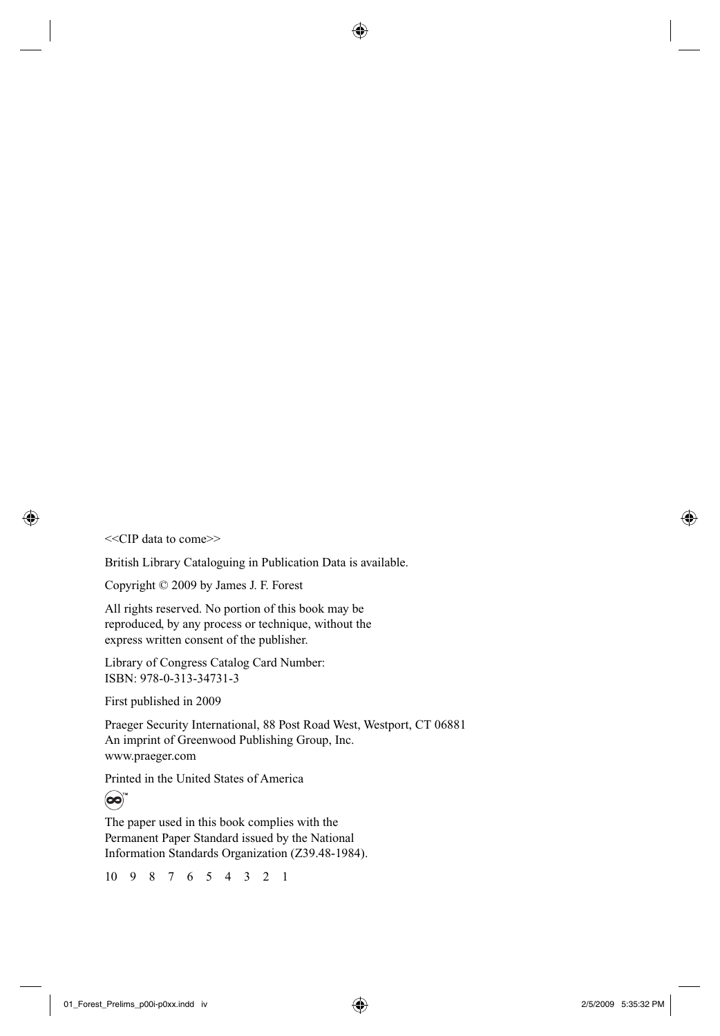<<CIP data to come>>

British Library Cataloguing in Publication Data is available.

Copyright © 2009 by James J. F. Forest

All rights reserved. No portion of this book may be reproduced, by any process or technique, without the express written consent of the publisher.

Library of Congress Catalog Card Number:
ISBN: 978-0-313-34731-3

First published in 2009

Praeger Security International, 88 Post Road West, Westport, CT 06881
An imprint of Greenwood Publishing Group, Inc.
www.praeger.com

Printed in the United States of America

The paper used in this book complies with the Permanent Paper Standard issued by the National Information Standards Organization (Z39.48-1984).

10 9 8 7 6 5 4 3 2 1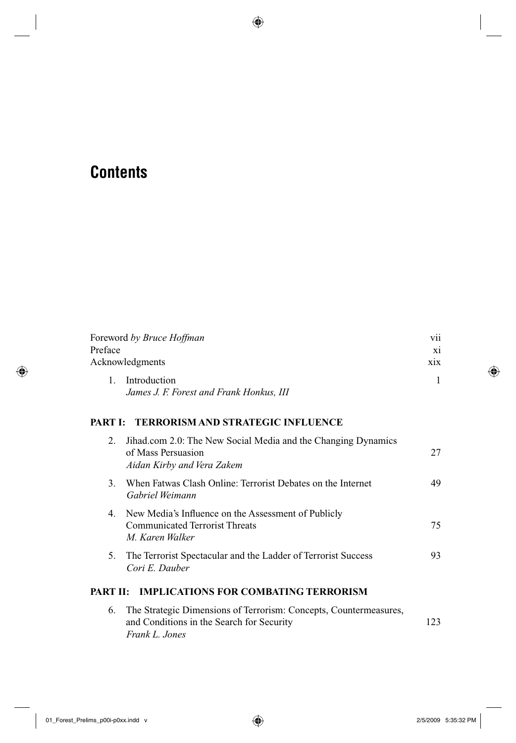# Contents

Foreword *by Bruce Hoffman* vii

Preface xi

Acknowledgments xix

1. Introduction 1
   *James J. F. Forest and Frank Honkus, III*

**PART I: TERRORISM AND STRATEGIC INFLUENCE**

2. Jihad.com 2.0: The New Social Media and the Changing Dynamics of Mass Persuasion 27
   *Aidan Kirby and Vera Zakem*
3. When Fatwas Clash Online: Terrorist Debates on the Internet 49
   *Gabriel Weimann*
4. New Media's Influence on the Assessment of Publicly Communicated Terrorist Threats 75
   *M. Karen Walker*
5. The Terrorist Spectacular and the Ladder of Terrorist Success 93
   *Cori E. Dauber*

**PART II: IMPLICATIONS FOR COMBATING TERRORISM**

6. The Strategic Dimensions of Terrorism: Concepts, Countermeasures, and Conditions in the Search for Security 123
   *Frank L. Jones*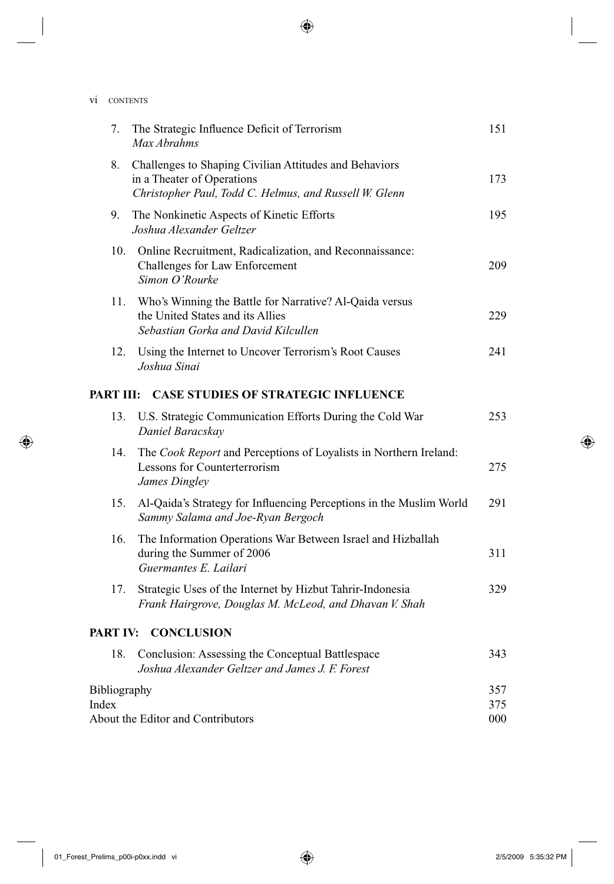7. The Strategic Influence Deficit of Terrorism — 151
   *Max Abrahms*

8. Challenges to Shaping Civilian Attitudes and Behaviors in a Theater of Operations — 173
   *Christopher Paul, Todd C. Helmus, and Russell W. Glenn*

9. The Nonkinetic Aspects of Kinetic Efforts — 195
   *Joshua Alexander Geltzer*

10. Online Recruitment, Radicalization, and Reconnaissance: Challenges for Law Enforcement — 209
    *Simon O'Rourke*

11. Who's Winning the Battle for Narrative? Al-Qaida versus the United States and its Allies — 229
    *Sebastian Gorka and David Kilcullen*

12. Using the Internet to Uncover Terrorism's Root Causes — 241
    *Joshua Sinai*

## PART III: CASE STUDIES OF STRATEGIC INFLUENCE

13. U.S. Strategic Communication Efforts During the Cold War — 253
    *Daniel Baracskay*

14. The *Cook Report* and Perceptions of Loyalists in Northern Ireland: Lessons for Counterterrorism — 275
    *James Dingley*

15. Al-Qaida's Strategy for Influencing Perceptions in the Muslim World — 291
    *Sammy Salama and Joe-Ryan Bergoch*

16. The Information Operations War Between Israel and Hizballah during the Summer of 2006 — 311
    *Guermantes E. Lailari*

17. Strategic Uses of the Internet by Hizbut Tahrir-Indonesia — 329
    *Frank Hairgrove, Douglas M. McLeod, and Dhavan V. Shah*

## PART IV: CONCLUSION

18. Conclusion: Assessing the Conceptual Battlespace — 343
    *Joshua Alexander Geltzer and James J. F. Forest*

Bibliography — 357

Index — 375

About the Editor and Contributors — 000